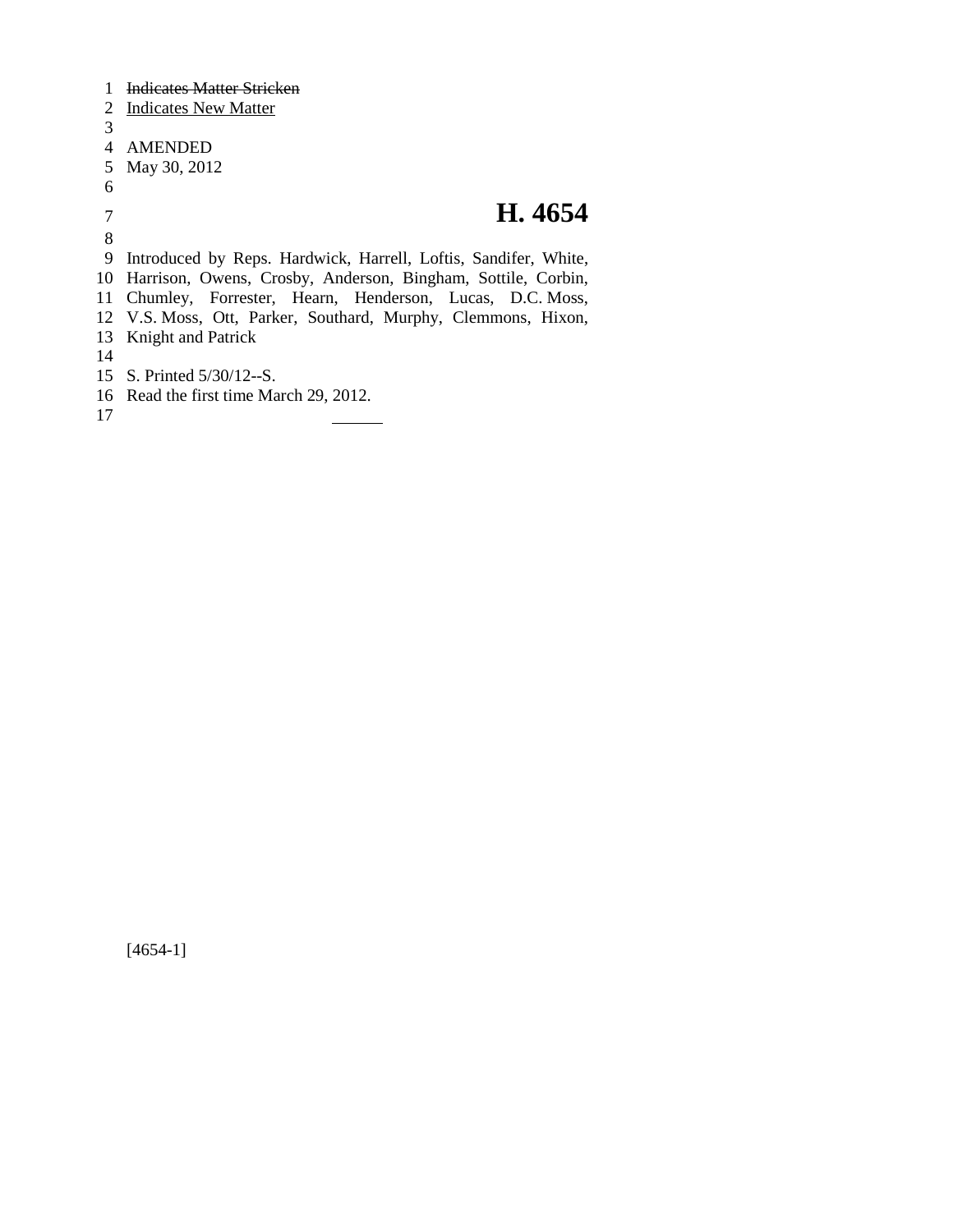~~Indicates Matter Stricken~~
<u>Indicates New Matter</u>

AMENDED
May 30, 2012

# H. 4654

Introduced by Reps. Hardwick, Harrell, Loftis, Sandifer, White, Harrison, Owens, Crosby, Anderson, Bingham, Sottile, Corbin, Chumley, Forrester, Hearn, Henderson, Lucas, D.C. Moss, V.S. Moss, Ott, Parker, Southard, Murphy, Clemmons, Hixon, Knight and Patrick

S. Printed 5/30/12--S.
Read the first time March 29, 2012.

[4654-1]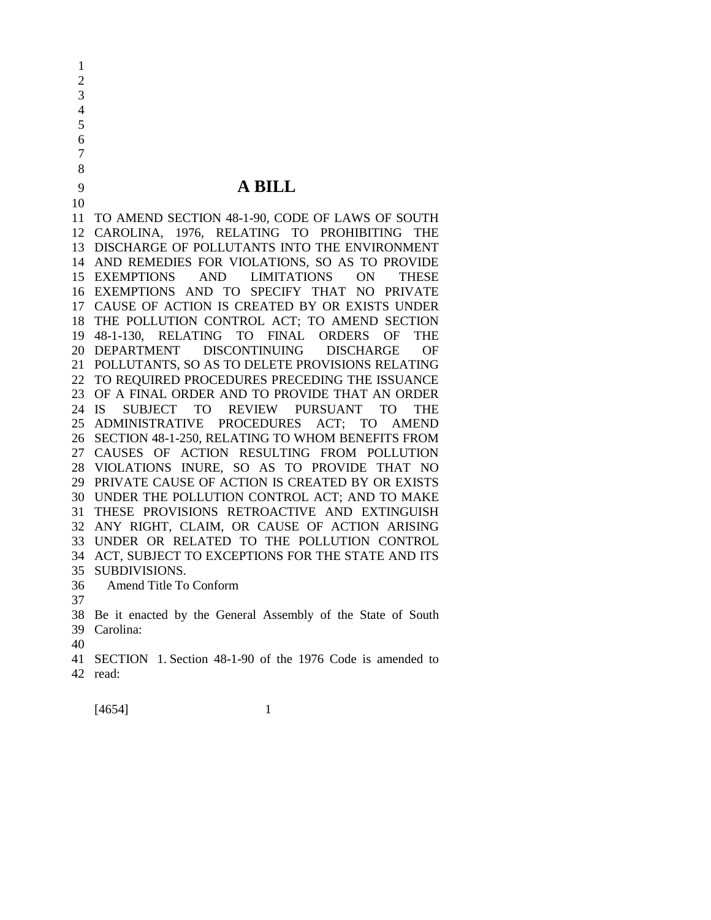# A BILL

TO AMEND SECTION 48-1-90, CODE OF LAWS OF SOUTH CAROLINA, 1976, RELATING TO PROHIBITING THE DISCHARGE OF POLLUTANTS INTO THE ENVIRONMENT AND REMEDIES FOR VIOLATIONS, SO AS TO PROVIDE EXEMPTIONS AND LIMITATIONS ON THESE EXEMPTIONS AND TO SPECIFY THAT NO PRIVATE CAUSE OF ACTION IS CREATED BY OR EXISTS UNDER THE POLLUTION CONTROL ACT; TO AMEND SECTION 48-1-130, RELATING TO FINAL ORDERS OF THE DEPARTMENT DISCONTINUING DISCHARGE OF POLLUTANTS, SO AS TO DELETE PROVISIONS RELATING TO REQUIRED PROCEDURES PRECEDING THE ISSUANCE OF A FINAL ORDER AND TO PROVIDE THAT AN ORDER IS SUBJECT TO REVIEW PURSUANT TO THE ADMINISTRATIVE PROCEDURES ACT; TO AMEND SECTION 48-1-250, RELATING TO WHOM BENEFITS FROM CAUSES OF ACTION RESULTING FROM POLLUTION VIOLATIONS INURE, SO AS TO PROVIDE THAT NO PRIVATE CAUSE OF ACTION IS CREATED BY OR EXISTS UNDER THE POLLUTION CONTROL ACT; AND TO MAKE THESE PROVISIONS RETROACTIVE AND EXTINGUISH ANY RIGHT, CLAIM, OR CAUSE OF ACTION ARISING UNDER OR RELATED TO THE POLLUTION CONTROL ACT, SUBJECT TO EXCEPTIONS FOR THE STATE AND ITS SUBDIVISIONS.

Amend Title To Conform

Be it enacted by the General Assembly of the State of South Carolina:

SECTION 1. Section 48-1-90 of the 1976 Code is amended to read:

[4654]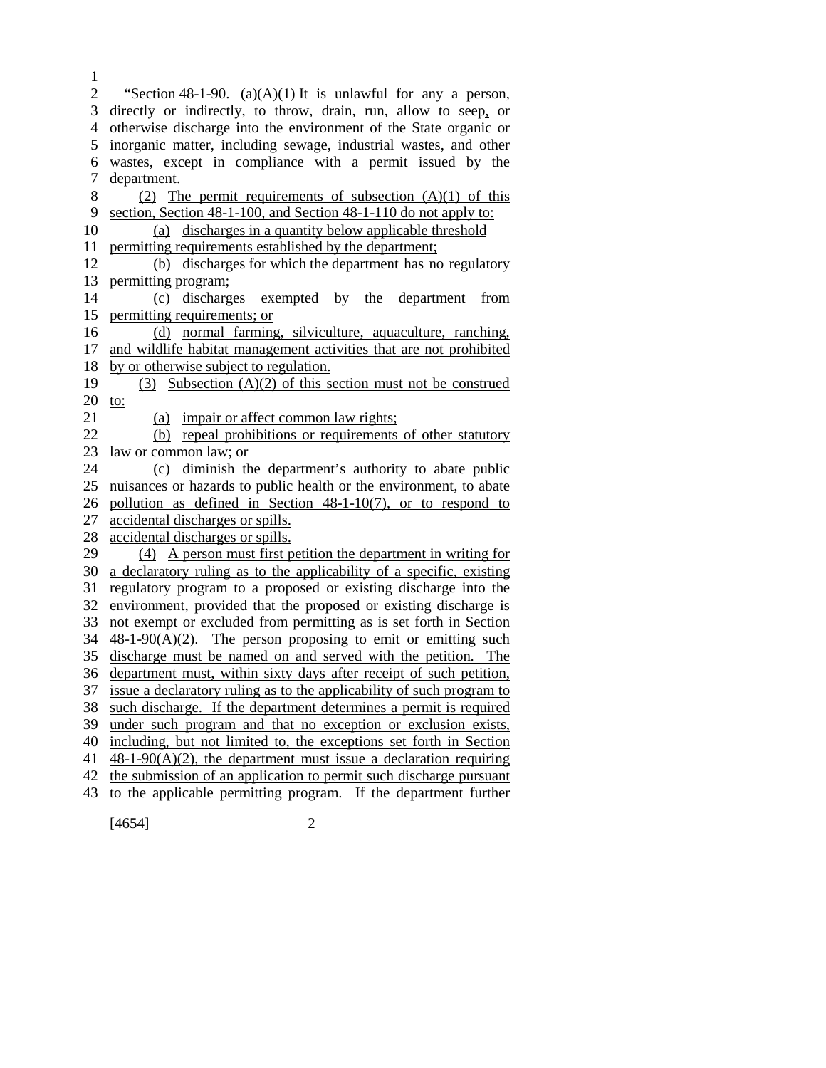"Section 48-1-90. ~~(a)~~(A)(1) It is unlawful for ~~any~~ a person, directly or indirectly, to throw, drain, run, allow to seep, or otherwise discharge into the environment of the State organic or inorganic matter, including sewage, industrial wastes, and other wastes, except in compliance with a permit issued by the department.

(2) The permit requirements of subsection (A)(1) of this section, Section 48-1-100, and Section 48-1-110 do not apply to:

(a) discharges in a quantity below applicable threshold permitting requirements established by the department;

(b) discharges for which the department has no regulatory permitting program;

(c) discharges exempted by the department from permitting requirements; or

(d) normal farming, silviculture, aquaculture, ranching, and wildlife habitat management activities that are not prohibited by or otherwise subject to regulation.

(3) Subsection (A)(2) of this section must not be construed to:

(a) impair or affect common law rights;

(b) repeal prohibitions or requirements of other statutory law or common law; or

(c) diminish the department's authority to abate public nuisances or hazards to public health or the environment, to abate pollution as defined in Section 48-1-10(7), or to respond to accidental discharges or spills.
accidental discharges or spills.

(4) A person must first petition the department in writing for a declaratory ruling as to the applicability of a specific, existing regulatory program to a proposed or existing discharge into the environment, provided that the proposed or existing discharge is not exempt or excluded from permitting as is set forth in Section 48-1-90(A)(2). The person proposing to emit or emitting such discharge must be named on and served with the petition. The department must, within sixty days after receipt of such petition, issue a declaratory ruling as to the applicability of such program to such discharge. If the department determines a permit is required under such program and that no exception or exclusion exists, including, but not limited to, the exceptions set forth in Section 48-1-90(A)(2), the department must issue a declaration requiring the submission of an application to permit such discharge pursuant to the applicable permitting program. If the department further

[4654]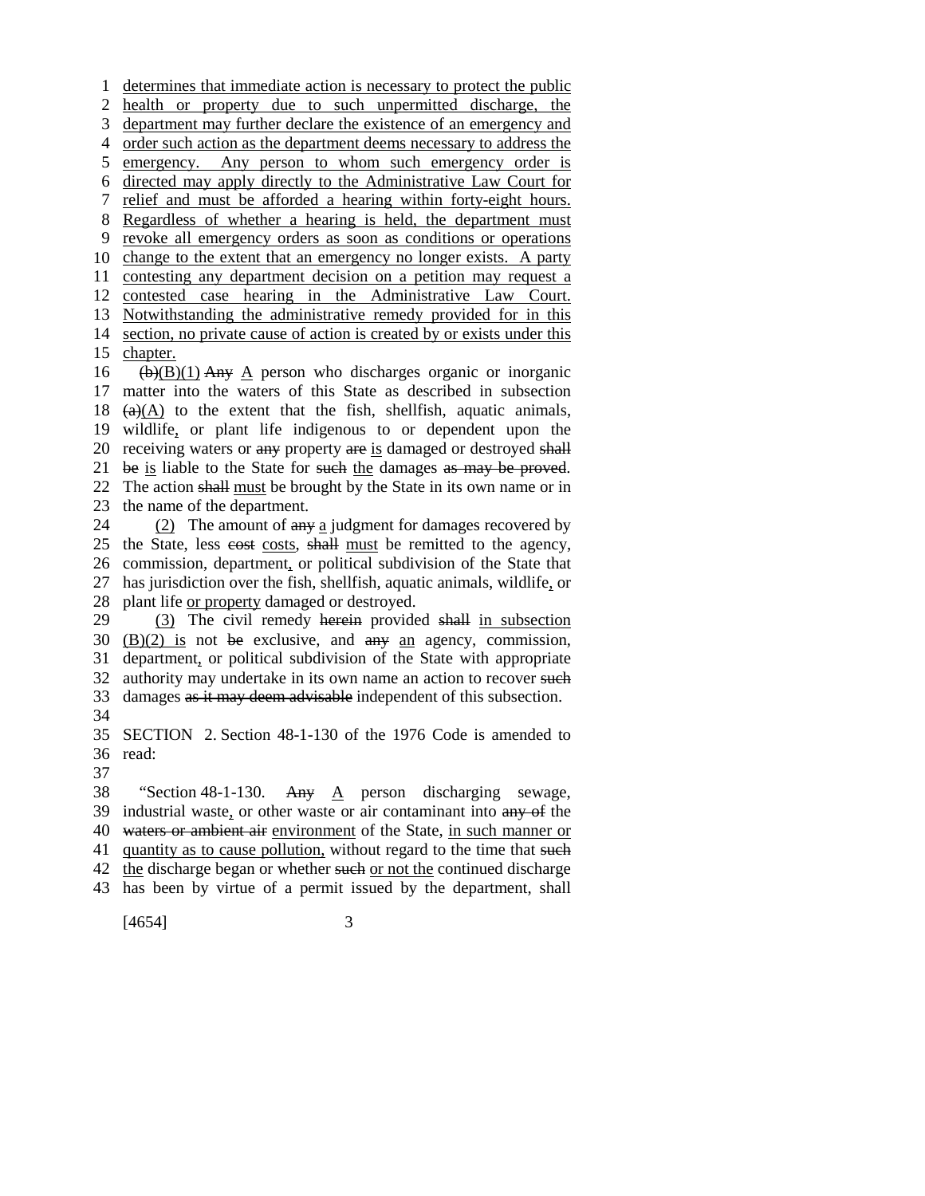determines that immediate action is necessary to protect the public health or property due to such unpermitted discharge, the department may further declare the existence of an emergency and order such action as the department deems necessary to address the emergency. Any person to whom such emergency order is directed may apply directly to the Administrative Law Court for relief and must be afforded a hearing within forty-eight hours. Regardless of whether a hearing is held, the department must revoke all emergency orders as soon as conditions or operations change to the extent that an emergency no longer exists. A party contesting any department decision on a petition may request a contested case hearing in the Administrative Law Court. Notwithstanding the administrative remedy provided for in this section, no private cause of action is created by or exists under this chapter.

~~(b)~~(B)(1) ~~Any~~ A person who discharges organic or inorganic matter into the waters of this State as described in subsection ~~(a)~~(A) to the extent that the fish, shellfish, aquatic animals, wildlife, or plant life indigenous to or dependent upon the receiving waters or ~~any~~ property ~~are~~ is damaged or destroyed ~~shall be~~ is liable to the State for ~~such~~ the damages ~~as may be proved~~. The action ~~shall~~ must be brought by the State in its own name or in the name of the department.

(2) The amount of ~~any~~ a judgment for damages recovered by the State, less ~~cost~~ costs, ~~shall~~ must be remitted to the agency, commission, department, or political subdivision of the State that has jurisdiction over the fish, shellfish, aquatic animals, wildlife, or plant life or property damaged or destroyed.

(3) The civil remedy ~~herein~~ provided ~~shall~~ in subsection (B)(2) is not ~~be~~ exclusive, and ~~any~~ an agency, commission, department, or political subdivision of the State with appropriate authority may undertake in its own name an action to recover ~~such~~ damages ~~as it may deem advisable~~ independent of this subsection.

SECTION 2. Section 48-1-130 of the 1976 Code is amended to read:

"Section 48-1-130. ~~Any~~ A person discharging sewage, industrial waste, or other waste or air contaminant into ~~any of~~ the ~~waters or ambient air~~ environment of the State, in such manner or quantity as to cause pollution, without regard to the time that ~~such~~ the discharge began or whether ~~such~~ or not the continued discharge has been by virtue of a permit issued by the department, shall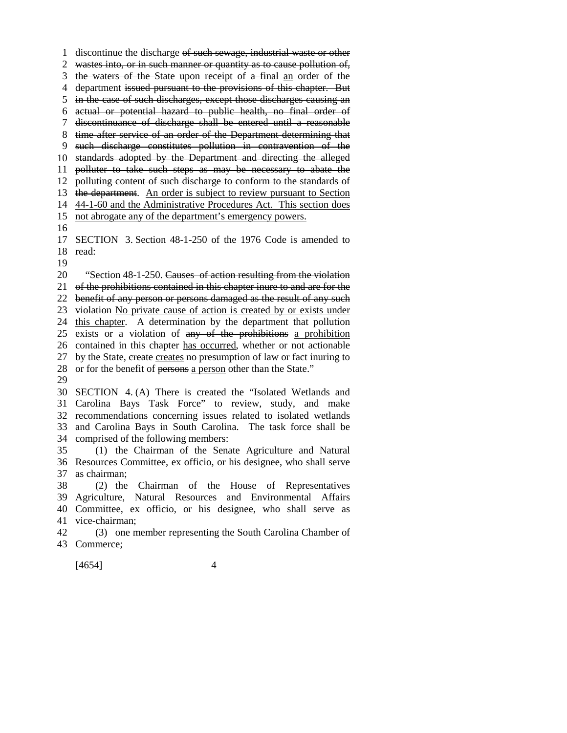discontinue the discharge ~~of such sewage, industrial waste or other wastes into, or in such manner or quantity as to cause pollution of, the waters of the State~~ upon receipt of ~~a final~~ <u>an</u> order of the department ~~issued pursuant to the provisions of this chapter. But in the case of such discharges, except those discharges causing an actual or potential hazard to public health, no final order of discontinuance of discharge shall be entered until a reasonable time after service of an order of the Department determining that such discharge constitutes pollution in contravention of the standards adopted by the Department and directing the alleged polluter to take such steps as may be necessary to abate the polluting content of such discharge to conform to the standards of the department~~. <u>An order is subject to review pursuant to Section 44-1-60 and the Administrative Procedures Act. This section does not abrogate any of the department's emergency powers.</u>

SECTION 3. Section 48-1-250 of the 1976 Code is amended to read:

"Section 48-1-250. ~~Causes of action resulting from the violation of the prohibitions contained in this chapter inure to and are for the benefit of any person or persons damaged as the result of any such violation~~ <u>No private cause of action is created by or exists under this chapter</u>. A determination by the department that pollution exists or a violation of ~~any of the prohibitions~~ <u>a prohibition</u> contained in this chapter <u>has occurred</u>, whether or not actionable by the State, ~~create~~ <u>creates</u> no presumption of law or fact inuring to or for the benefit of ~~persons~~ <u>a person</u> other than the State."

SECTION 4. (A) There is created the "Isolated Wetlands and Carolina Bays Task Force" to review, study, and make recommendations concerning issues related to isolated wetlands and Carolina Bays in South Carolina. The task force shall be comprised of the following members:

(1) the Chairman of the Senate Agriculture and Natural Resources Committee, ex officio, or his designee, who shall serve as chairman;

(2) the Chairman of the House of Representatives Agriculture, Natural Resources and Environmental Affairs Committee, ex officio, or his designee, who shall serve as vice-chairman;

(3) one member representing the South Carolina Chamber of Commerce;

[4654]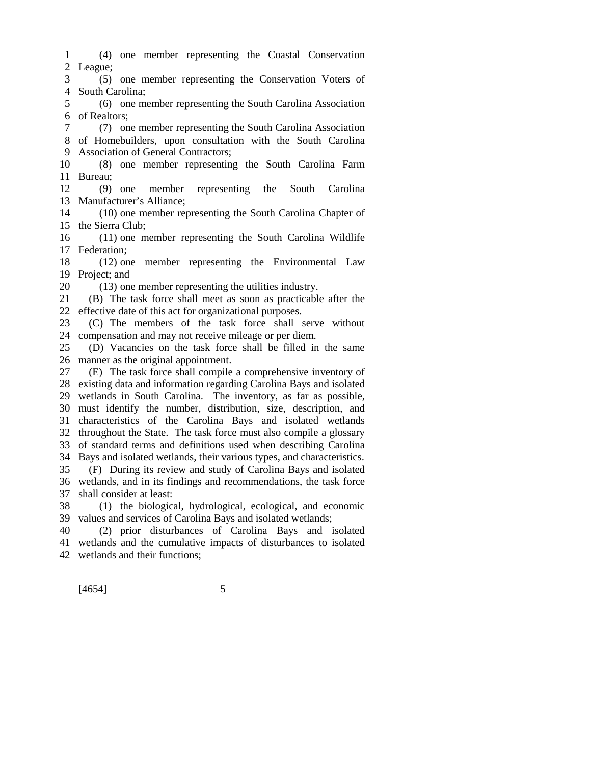(4) one member representing the Coastal Conservation League;

(5) one member representing the Conservation Voters of South Carolina;

(6) one member representing the South Carolina Association of Realtors;

(7) one member representing the South Carolina Association of Homebuilders, upon consultation with the South Carolina Association of General Contractors;

(8) one member representing the South Carolina Farm Bureau;

(9) one member representing the South Carolina Manufacturer's Alliance;

(10) one member representing the South Carolina Chapter of the Sierra Club;

(11) one member representing the South Carolina Wildlife Federation;

(12) one member representing the Environmental Law Project; and

(13) one member representing the utilities industry.

(B) The task force shall meet as soon as practicable after the effective date of this act for organizational purposes.

(C) The members of the task force shall serve without compensation and may not receive mileage or per diem.

(D) Vacancies on the task force shall be filled in the same manner as the original appointment.

(E) The task force shall compile a comprehensive inventory of existing data and information regarding Carolina Bays and isolated wetlands in South Carolina. The inventory, as far as possible, must identify the number, distribution, size, description, and characteristics of the Carolina Bays and isolated wetlands throughout the State. The task force must also compile a glossary of standard terms and definitions used when describing Carolina Bays and isolated wetlands, their various types, and characteristics.

(F) During its review and study of Carolina Bays and isolated wetlands, and in its findings and recommendations, the task force shall consider at least:

(1) the biological, hydrological, ecological, and economic values and services of Carolina Bays and isolated wetlands;

(2) prior disturbances of Carolina Bays and isolated wetlands and the cumulative impacts of disturbances to isolated wetlands and their functions;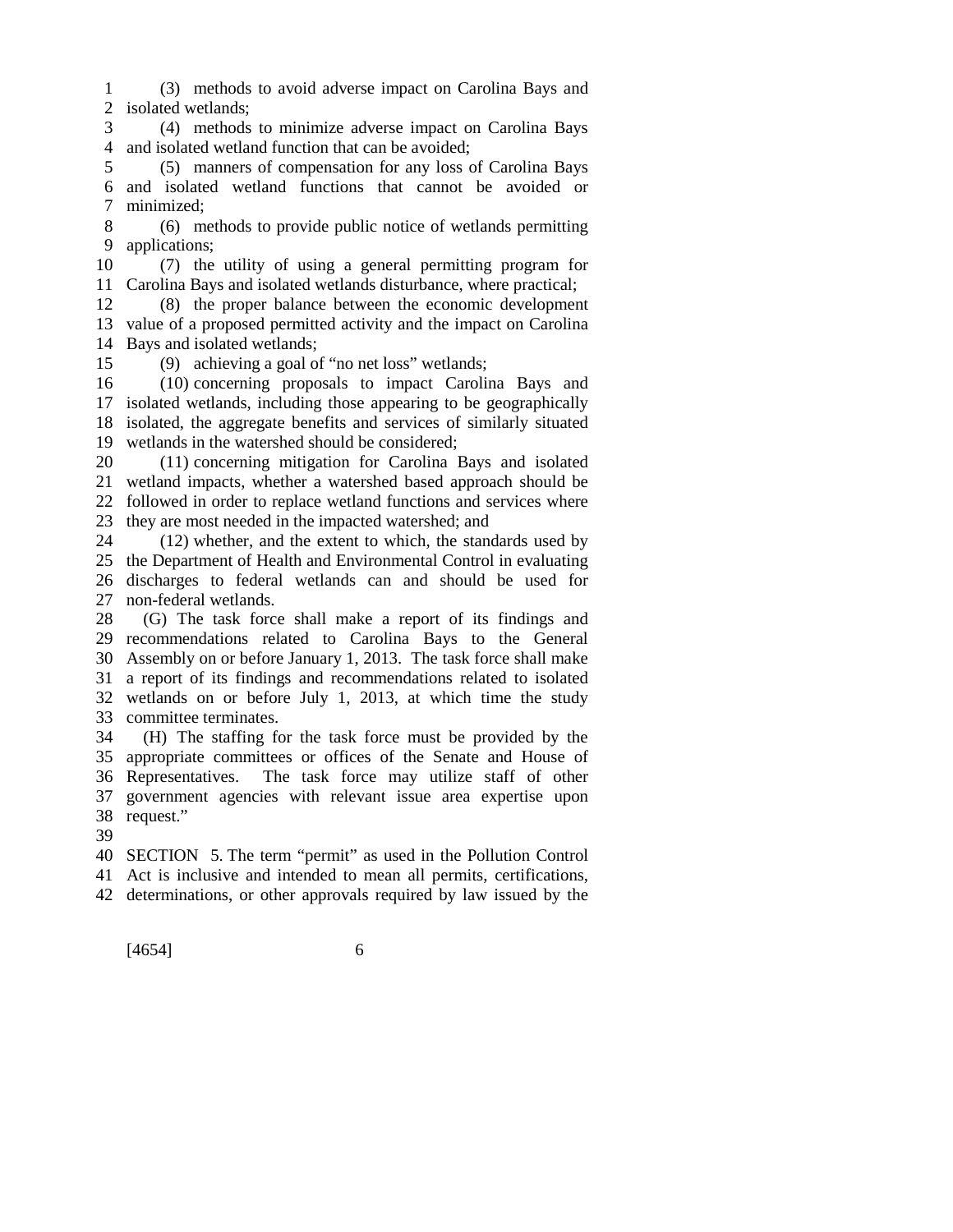(3) methods to avoid adverse impact on Carolina Bays and isolated wetlands;

(4) methods to minimize adverse impact on Carolina Bays and isolated wetland function that can be avoided;

(5) manners of compensation for any loss of Carolina Bays and isolated wetland functions that cannot be avoided or minimized;

(6) methods to provide public notice of wetlands permitting applications;

(7) the utility of using a general permitting program for Carolina Bays and isolated wetlands disturbance, where practical;

(8) the proper balance between the economic development value of a proposed permitted activity and the impact on Carolina Bays and isolated wetlands;

(9) achieving a goal of "no net loss" wetlands;

(10) concerning proposals to impact Carolina Bays and isolated wetlands, including those appearing to be geographically isolated, the aggregate benefits and services of similarly situated wetlands in the watershed should be considered;

(11) concerning mitigation for Carolina Bays and isolated wetland impacts, whether a watershed based approach should be followed in order to replace wetland functions and services where they are most needed in the impacted watershed; and

(12) whether, and the extent to which, the standards used by the Department of Health and Environmental Control in evaluating discharges to federal wetlands can and should be used for non-federal wetlands.

(G) The task force shall make a report of its findings and recommendations related to Carolina Bays to the General Assembly on or before January 1, 2013. The task force shall make a report of its findings and recommendations related to isolated wetlands on or before July 1, 2013, at which time the study committee terminates.

(H) The staffing for the task force must be provided by the appropriate committees or offices of the Senate and House of Representatives. The task force may utilize staff of other government agencies with relevant issue area expertise upon request."

SECTION 5. The term "permit" as used in the Pollution Control Act is inclusive and intended to mean all permits, certifications, determinations, or other approvals required by law issued by the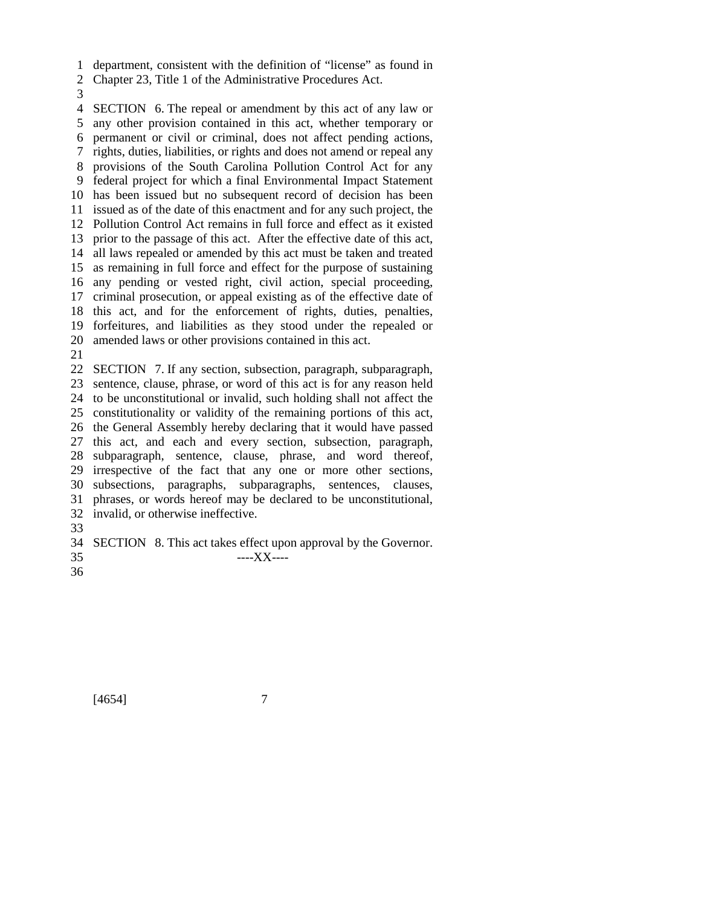department, consistent with the definition of "license" as found in Chapter 23, Title 1 of the Administrative Procedures Act.

SECTION 6. The repeal or amendment by this act of any law or any other provision contained in this act, whether temporary or permanent or civil or criminal, does not affect pending actions, rights, duties, liabilities, or rights and does not amend or repeal any provisions of the South Carolina Pollution Control Act for any federal project for which a final Environmental Impact Statement has been issued but no subsequent record of decision has been issued as of the date of this enactment and for any such project, the Pollution Control Act remains in full force and effect as it existed prior to the passage of this act. After the effective date of this act, all laws repealed or amended by this act must be taken and treated as remaining in full force and effect for the purpose of sustaining any pending or vested right, civil action, special proceeding, criminal prosecution, or appeal existing as of the effective date of this act, and for the enforcement of rights, duties, penalties, forfeitures, and liabilities as they stood under the repealed or amended laws or other provisions contained in this act.

SECTION 7. If any section, subsection, paragraph, subparagraph, sentence, clause, phrase, or word of this act is for any reason held to be unconstitutional or invalid, such holding shall not affect the constitutionality or validity of the remaining portions of this act, the General Assembly hereby declaring that it would have passed this act, and each and every section, subsection, paragraph, subparagraph, sentence, clause, phrase, and word thereof, irrespective of the fact that any one or more other sections, subsections, paragraphs, subparagraphs, sentences, clauses, phrases, or words hereof may be declared to be unconstitutional, invalid, or otherwise ineffective.

SECTION 8. This act takes effect upon approval by the Governor.

----XX----